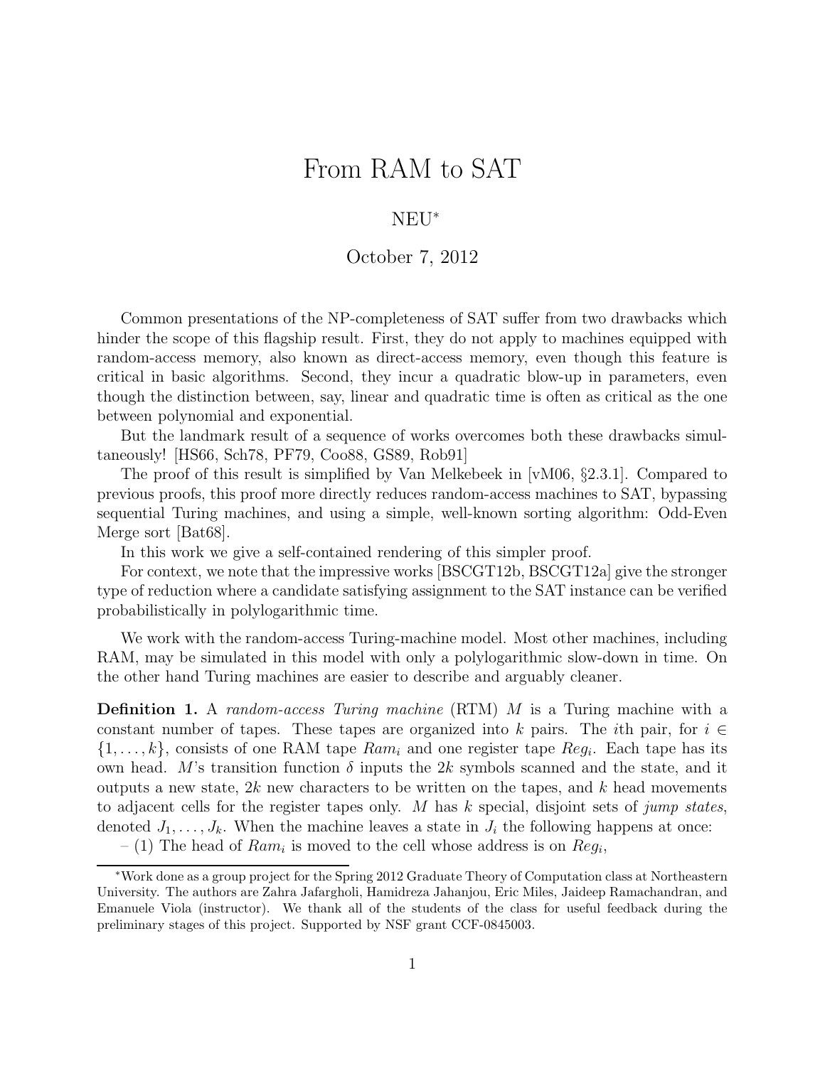# From RAM to SAT

NEU*

October 7, 2012

Common presentations of the NP-completeness of SAT suffer from two drawbacks which hinder the scope of this flagship result. First, they do not apply to machines equipped with random-access memory, also known as direct-access memory, even though this feature is critical in basic algorithms. Second, they incur a quadratic blow-up in parameters, even though the distinction between, say, linear and quadratic time is often as critical as the one between polynomial and exponential.

But the landmark result of a sequence of works overcomes both these drawbacks simultaneously! [HS66, Sch78, PF79, Coo88, GS89, Rob91]

The proof of this result is simplified by Van Melkebeek in [vM06, §2.3.1]. Compared to previous proofs, this proof more directly reduces random-access machines to SAT, bypassing sequential Turing machines, and using a simple, well-known sorting algorithm: Odd-Even Merge sort [Bat68].

In this work we give a self-contained rendering of this simpler proof.

For context, we note that the impressive works [BSCGT12b, BSCGT12a] give the stronger type of reduction where a candidate satisfying assignment to the SAT instance can be verified probabilistically in polylogarithmic time.

We work with the random-access Turing-machine model. Most other machines, including RAM, may be simulated in this model with only a polylogarithmic slow-down in time. On the other hand Turing machines are easier to describe and arguably cleaner.

**Definition 1.** A *random-access Turing machine* (RTM) $M$ is a Turing machine with a constant number of tapes. These tapes are organized into $k$ pairs. The $i$th pair, for $i \in \{1, \ldots, k\}$, consists of one RAM tape $Ram_i$ and one register tape $Reg_i$. Each tape has its own head. $M$'s transition function $\delta$ inputs the $2k$ symbols scanned and the state, and it outputs a new state, $2k$ new characters to be written on the tapes, and $k$ head movements to adjacent cells for the register tapes only. $M$ has $k$ special, disjoint sets of *jump states*, denoted $J_1, \ldots, J_k$. When the machine leaves a state in $J_i$ the following happens at once:

– (1) The head of $Ram_i$ is moved to the cell whose address is on $Reg_i$,

---

*Work done as a group project for the Spring 2012 Graduate Theory of Computation class at Northeastern University. The authors are Zahra Jafargholi, Hamidreza Jahanjou, Eric Miles, Jaideep Ramachandran, and Emanuele Viola (instructor). We thank all of the students of the class for useful feedback during the preliminary stages of this project. Supported by NSF grant CCF-0845003.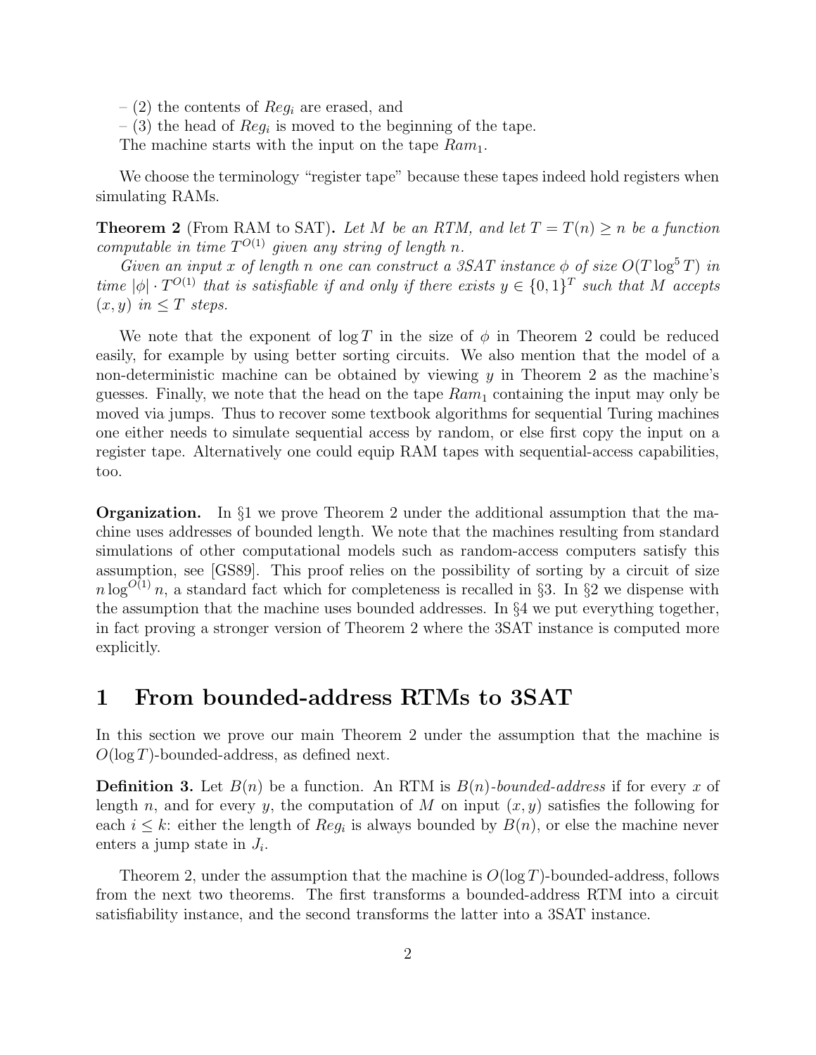– (2) the contents of $Reg_i$ are erased, and

– (3) the head of $Reg_i$ is moved to the beginning of the tape.

The machine starts with the input on the tape $Ram_1$.

We choose the terminology "register tape" because these tapes indeed hold registers when simulating RAMs.

**Theorem 2** (From RAM to SAT)**.** *Let $M$ be an RTM, and let $T = T(n) \geq n$ be a function computable in time $T^{O(1)}$ given any string of length $n$.*

*Given an input $x$ of length $n$ one can construct a 3SAT instance $\phi$ of size $O(T \log^5 T)$ in time $|\phi| \cdot T^{O(1)}$ that is satisfiable if and only if there exists $y \in \{0,1\}^T$ such that $M$ accepts $(x, y)$ in $\leq T$ steps.*

We note that the exponent of $\log T$ in the size of $\phi$ in Theorem 2 could be reduced easily, for example by using better sorting circuits. We also mention that the model of a non-deterministic machine can be obtained by viewing $y$ in Theorem 2 as the machine's guesses. Finally, we note that the head on the tape $Ram_1$ containing the input may only be moved via jumps. Thus to recover some textbook algorithms for sequential Turing machines one either needs to simulate sequential access by random, or else first copy the input on a register tape. Alternatively one could equip RAM tapes with sequential-access capabilities, too.

**Organization.** In §1 we prove Theorem 2 under the additional assumption that the machine uses addresses of bounded length. We note that the machines resulting from standard simulations of other computational models such as random-access computers satisfy this assumption, see [GS89]. This proof relies on the possibility of sorting by a circuit of size $n \log^{O(1)} n$, a standard fact which for completeness is recalled in §3. In §2 we dispense with the assumption that the machine uses bounded addresses. In §4 we put everything together, in fact proving a stronger version of Theorem 2 where the 3SAT instance is computed more explicitly.

# 1 From bounded-address RTMs to 3SAT

In this section we prove our main Theorem 2 under the assumption that the machine is $O(\log T)$-bounded-address, as defined next.

**Definition 3.** Let $B(n)$ be a function. An RTM is *$B(n)$-bounded-address* if for every $x$ of length $n$, and for every $y$, the computation of $M$ on input $(x, y)$ satisfies the following for each $i \leq k$: either the length of $Reg_i$ is always bounded by $B(n)$, or else the machine never enters a jump state in $J_i$.

Theorem 2, under the assumption that the machine is $O(\log T)$-bounded-address, follows from the next two theorems. The first transforms a bounded-address RTM into a circuit satisfiability instance, and the second transforms the latter into a 3SAT instance.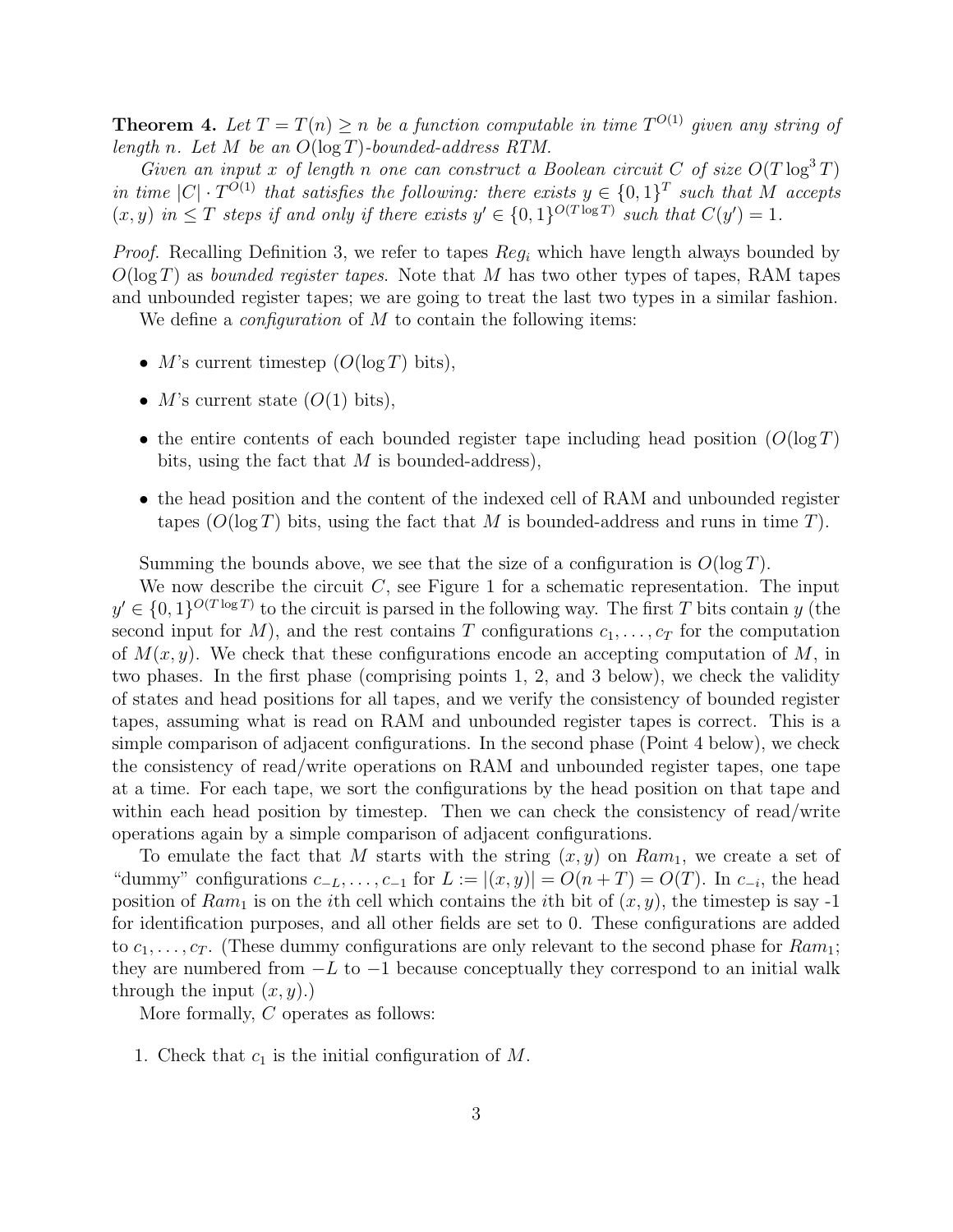**Theorem 4.** *Let $T = T(n) \geq n$ be a function computable in time $T^{O(1)}$ given any string of length $n$. Let $M$ be an $O(\log T)$-bounded-address RTM.*

*Given an input $x$ of length $n$ one can construct a Boolean circuit $C$ of size $O(T \log^3 T)$ in time $|C| \cdot T^{O(1)}$ that satisfies the following: there exists $y \in \{0,1\}^T$ such that $M$ accepts $(x, y)$ in $\leq T$ steps if and only if there exists $y' \in \{0,1\}^{O(T \log T)}$ such that $C(y') = 1$.*

*Proof.* Recalling Definition 3, we refer to tapes $Reg_i$ which have length always bounded by $O(\log T)$ as *bounded register tapes*. Note that $M$ has two other types of tapes, RAM tapes and unbounded register tapes; we are going to treat the last two types in a similar fashion.

We define a *configuration* of $M$ to contain the following items:

- $M$'s current timestep ($O(\log T)$ bits),
- $M$'s current state ($O(1)$ bits),
- the entire contents of each bounded register tape including head position ($O(\log T)$ bits, using the fact that $M$ is bounded-address),
- the head position and the content of the indexed cell of RAM and unbounded register tapes ($O(\log T)$ bits, using the fact that $M$ is bounded-address and runs in time $T$).

Summing the bounds above, we see that the size of a configuration is $O(\log T)$.

We now describe the circuit $C$, see Figure 1 for a schematic representation. The input $y' \in \{0,1\}^{O(T \log T)}$ to the circuit is parsed in the following way. The first $T$ bits contain $y$ (the second input for $M$), and the rest contains $T$ configurations $c_1, \ldots, c_T$ for the computation of $M(x, y)$. We check that these configurations encode an accepting computation of $M$, in two phases. In the first phase (comprising points 1, 2, and 3 below), we check the validity of states and head positions for all tapes, and we verify the consistency of bounded register tapes, assuming what is read on RAM and unbounded register tapes is correct. This is a simple comparison of adjacent configurations. In the second phase (Point 4 below), we check the consistency of read/write operations on RAM and unbounded register tapes, one tape at a time. For each tape, we sort the configurations by the head position on that tape and within each head position by timestep. Then we can check the consistency of read/write operations again by a simple comparison of adjacent configurations.

To emulate the fact that $M$ starts with the string $(x, y)$ on $Ram_1$, we create a set of "dummy" configurations $c_{-L}, \ldots, c_{-1}$ for $L := |(x, y)| = O(n + T) = O(T)$. In $c_{-i}$, the head position of $Ram_1$ is on the $i$th cell which contains the $i$th bit of $(x, y)$, the timestep is say -1 for identification purposes, and all other fields are set to 0. These configurations are added to $c_1, \ldots, c_T$. (These dummy configurations are only relevant to the second phase for $Ram_1$; they are numbered from $-L$ to $-1$ because conceptually they correspond to an initial walk through the input $(x, y)$.)

More formally, $C$ operates as follows:

1. Check that $c_1$ is the initial configuration of $M$.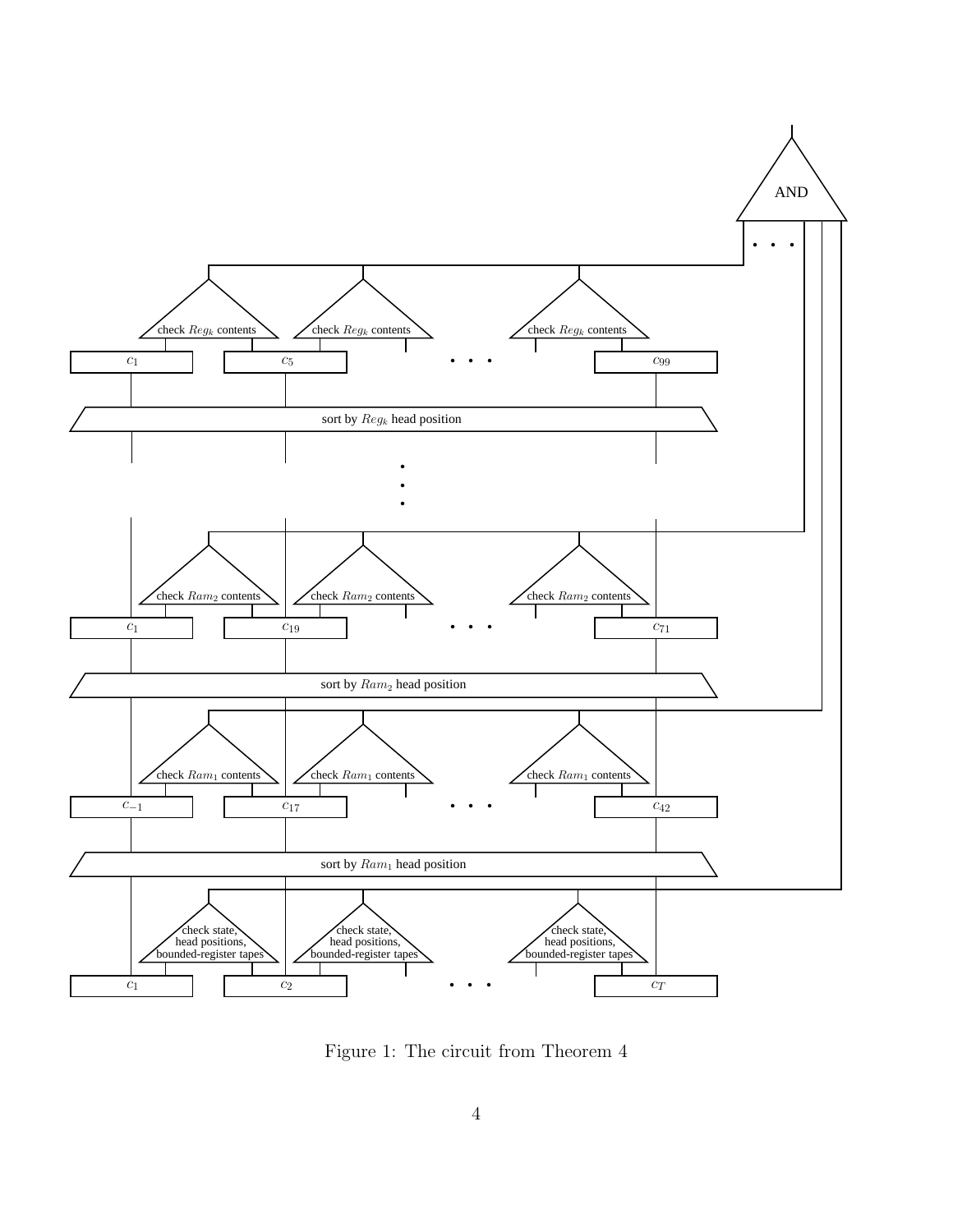Figure 1: The circuit from Theorem 4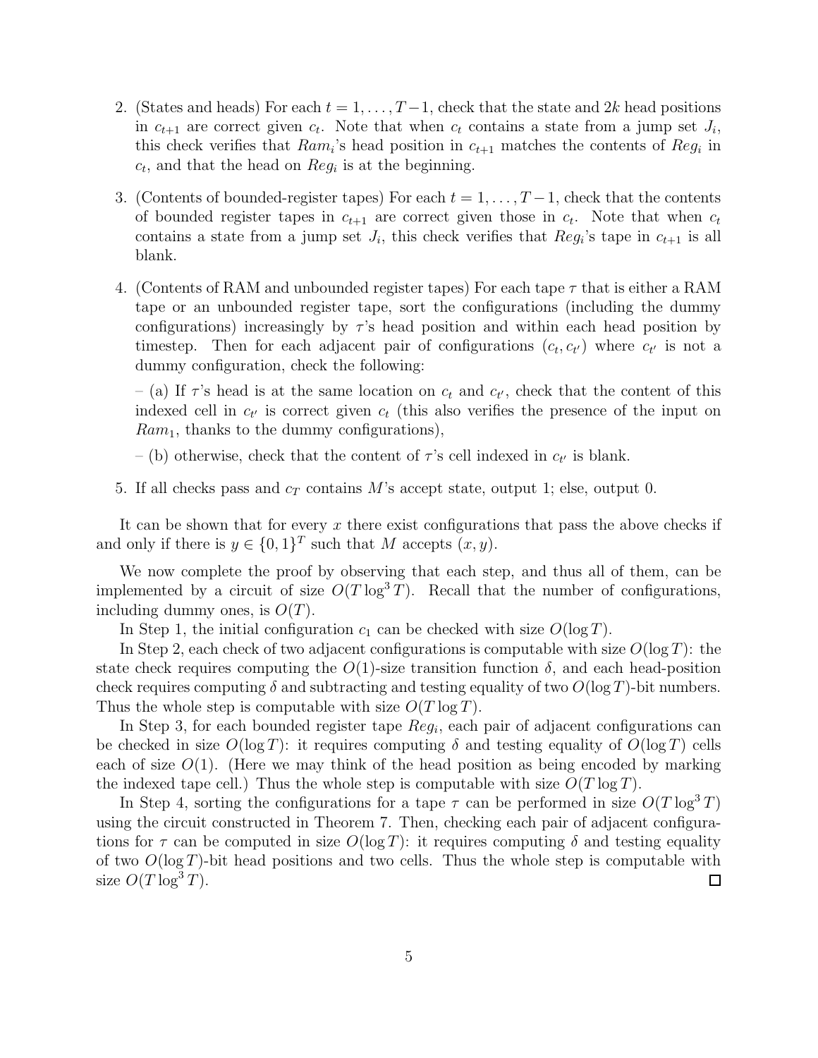2. (States and heads) For each $t = 1, \ldots, T-1$, check that the state and $2k$ head positions in $c_{t+1}$ are correct given $c_t$. Note that when $c_t$ contains a state from a jump set $J_i$, this check verifies that $Ram_i$'s head position in $c_{t+1}$ matches the contents of $Reg_i$ in $c_t$, and that the head on $Reg_i$ is at the beginning.

3. (Contents of bounded-register tapes) For each $t = 1, \ldots, T-1$, check that the contents of bounded register tapes in $c_{t+1}$ are correct given those in $c_t$. Note that when $c_t$ contains a state from a jump set $J_i$, this check verifies that $Reg_i$'s tape in $c_{t+1}$ is all blank.

4. (Contents of RAM and unbounded register tapes) For each tape $\tau$ that is either a RAM tape or an unbounded register tape, sort the configurations (including the dummy configurations) increasingly by $\tau$'s head position and within each head position by timestep. Then for each adjacent pair of configurations $(c_t, c_{t'})$ where $c_{t'}$ is not a dummy configuration, check the following:

   – (a) If $\tau$'s head is at the same location on $c_t$ and $c_{t'}$, check that the content of this indexed cell in $c_{t'}$ is correct given $c_t$ (this also verifies the presence of the input on $Ram_1$, thanks to the dummy configurations),

   – (b) otherwise, check that the content of $\tau$'s cell indexed in $c_{t'}$ is blank.

5. If all checks pass and $c_T$ contains $M$'s accept state, output 1; else, output 0.

It can be shown that for every $x$ there exist configurations that pass the above checks if and only if there is $y \in \{0,1\}^T$ such that $M$ accepts $(x, y)$.

We now complete the proof by observing that each step, and thus all of them, can be implemented by a circuit of size $O(T \log^3 T)$. Recall that the number of configurations, including dummy ones, is $O(T)$.

In Step 1, the initial configuration $c_1$ can be checked with size $O(\log T)$.

In Step 2, each check of two adjacent configurations is computable with size $O(\log T)$: the state check requires computing the $O(1)$-size transition function $\delta$, and each head-position check requires computing $\delta$ and subtracting and testing equality of two $O(\log T)$-bit numbers. Thus the whole step is computable with size $O(T \log T)$.

In Step 3, for each bounded register tape $Reg_i$, each pair of adjacent configurations can be checked in size $O(\log T)$: it requires computing $\delta$ and testing equality of $O(\log T)$ cells each of size $O(1)$. (Here we may think of the head position as being encoded by marking the indexed tape cell.) Thus the whole step is computable with size $O(T \log T)$.

In Step 4, sorting the configurations for a tape $\tau$ can be performed in size $O(T \log^3 T)$ using the circuit constructed in Theorem 7. Then, checking each pair of adjacent configurations for $\tau$ can be computed in size $O(\log T)$: it requires computing $\delta$ and testing equality of two $O(\log T)$-bit head positions and two cells. Thus the whole step is computable with size $O(T \log^3 T)$. ◻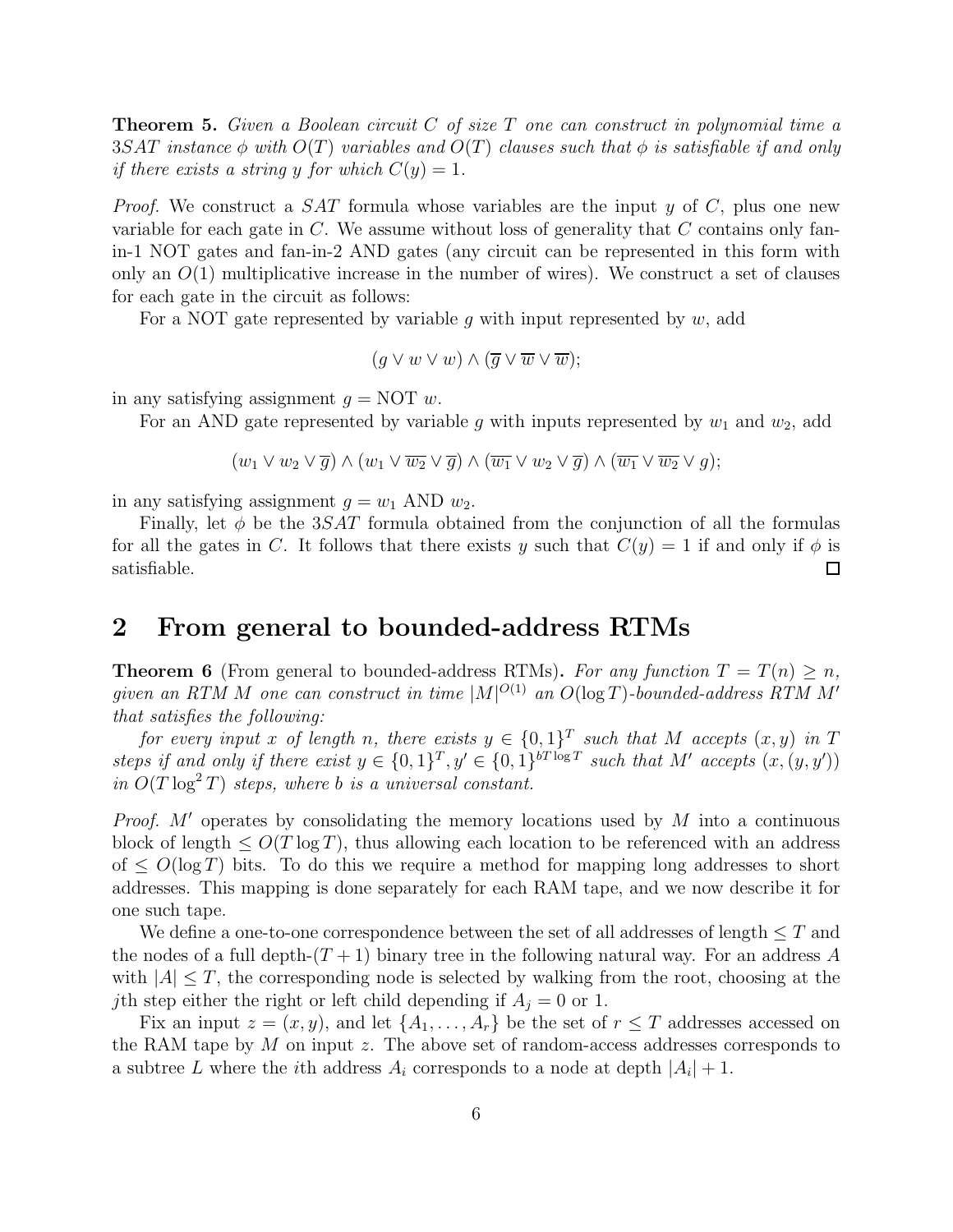**Theorem 5.** *Given a Boolean circuit $C$ of size $T$ one can construct in polynomial time a $3SAT$ instance $\phi$ with $O(T)$ variables and $O(T)$ clauses such that $\phi$ is satisfiable if and only if there exists a string $y$ for which $C(y) = 1$.*

*Proof.* We construct a $SAT$ formula whose variables are the input $y$ of $C$, plus one new variable for each gate in $C$. We assume without loss of generality that $C$ contains only fan-in-1 NOT gates and fan-in-2 AND gates (any circuit can be represented in this form with only an $O(1)$ multiplicative increase in the number of wires). We construct a set of clauses for each gate in the circuit as follows:

For a NOT gate represented by variable $g$ with input represented by $w$, add

$$(g \vee w \vee w) \wedge (\overline{g} \vee \overline{w} \vee \overline{w});$$

in any satisfying assignment $g = \text{NOT } w$.

For an AND gate represented by variable $g$ with inputs represented by $w_1$ and $w_2$, add

$$(w_1 \vee w_2 \vee \overline{g}) \wedge (w_1 \vee \overline{w_2} \vee \overline{g}) \wedge (\overline{w_1} \vee w_2 \vee \overline{g}) \wedge (\overline{w_1} \vee \overline{w_2} \vee g);$$

in any satisfying assignment $g = w_1 \text{ AND } w_2$.

Finally, let $\phi$ be the $3SAT$ formula obtained from the conjunction of all the formulas for all the gates in $C$. It follows that there exists $y$ such that $C(y) = 1$ if and only if $\phi$ is satisfiable. $\square$

## 2 From general to bounded-address RTMs

**Theorem 6** (From general to bounded-address RTMs). *For any function $T = T(n) \geq n$, given an RTM $M$ one can construct in time $|M|^{O(1)}$ an $O(\log T)$-bounded-address RTM $M'$ that satisfies the following:*

*for every input $x$ of length $n$, there exists $y \in \{0,1\}^T$ such that $M$ accepts $(x, y)$ in $T$ steps if and only if there exist $y \in \{0,1\}^T, y' \in \{0,1\}^{bT \log T}$ such that $M'$ accepts $(x, (y, y'))$ in $O(T \log^2 T)$ steps, where $b$ is a universal constant.*

*Proof.* $M'$ operates by consolidating the memory locations used by $M$ into a continuous block of length $\leq O(T \log T)$, thus allowing each location to be referenced with an address of $\leq O(\log T)$ bits. To do this we require a method for mapping long addresses to short addresses. This mapping is done separately for each RAM tape, and we now describe it for one such tape.

We define a one-to-one correspondence between the set of all addresses of length $\leq T$ and the nodes of a full depth-$(T+1)$ binary tree in the following natural way. For an address $A$ with $|A| \leq T$, the corresponding node is selected by walking from the root, choosing at the $j$th step either the right or left child depending if $A_j = 0$ or 1.

Fix an input $z = (x, y)$, and let $\{A_1, \ldots, A_r\}$ be the set of $r \leq T$ addresses accessed on the RAM tape by $M$ on input $z$. The above set of random-access addresses corresponds to a subtree $L$ where the $i$th address $A_i$ corresponds to a node at depth $|A_i| + 1$.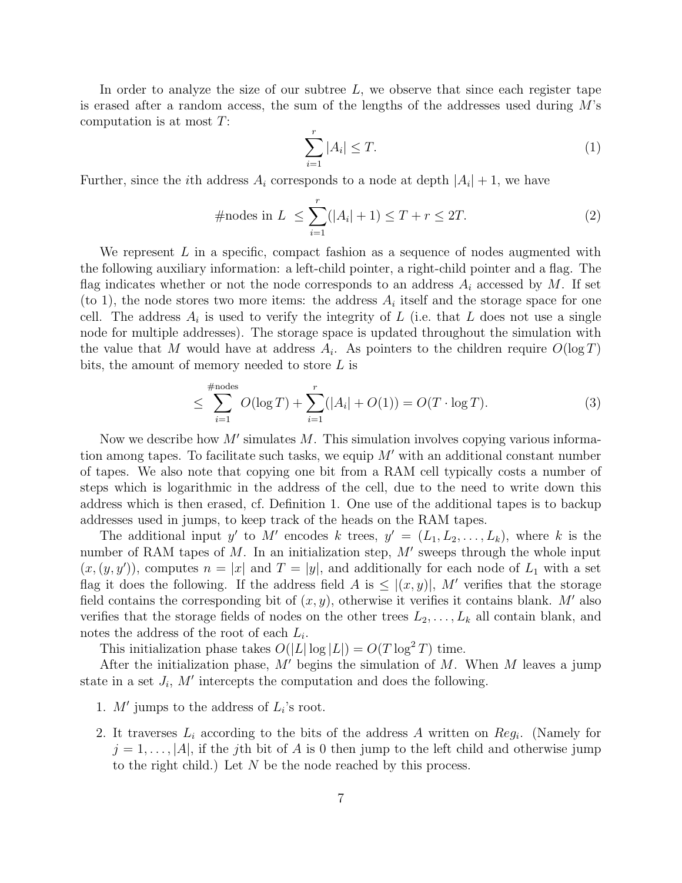In order to analyze the size of our subtree $L$, we observe that since each register tape is erased after a random access, the sum of the lengths of the addresses used during $M$'s computation is at most $T$:

$$\sum_{i=1}^{r} |A_i| \leq T. \tag{1}$$

Further, since the $i$th address $A_i$ corresponds to a node at depth $|A_i| + 1$, we have

$$\#\text{nodes in } L \ \leq \sum_{i=1}^{r} (|A_i| + 1) \leq T + r \leq 2T. \tag{2}$$

We represent $L$ in a specific, compact fashion as a sequence of nodes augmented with the following auxiliary information: a left-child pointer, a right-child pointer and a flag. The flag indicates whether or not the node corresponds to an address $A_i$ accessed by $M$. If set (to 1), the node stores two more items: the address $A_i$ itself and the storage space for one cell. The address $A_i$ is used to verify the integrity of $L$ (i.e. that $L$ does not use a single node for multiple addresses). The storage space is updated throughout the simulation with the value that $M$ would have at address $A_i$. As pointers to the children require $O(\log T)$ bits, the amount of memory needed to store $L$ is

$$\leq \sum_{i=1}^{\#\text{nodes}} O(\log T) + \sum_{i=1}^{r} (|A_i| + O(1)) = O(T \cdot \log T). \tag{3}$$

Now we describe how $M'$ simulates $M$. This simulation involves copying various information among tapes. To facilitate such tasks, we equip $M'$ with an additional constant number of tapes. We also note that copying one bit from a RAM cell typically costs a number of steps which is logarithmic in the address of the cell, due to the need to write down this address which is then erased, cf. Definition 1. One use of the additional tapes is to backup addresses used in jumps, to keep track of the heads on the RAM tapes.

The additional input $y'$ to $M'$ encodes $k$ trees, $y' = (L_1, L_2, \ldots, L_k)$, where $k$ is the number of RAM tapes of $M$. In an initialization step, $M'$ sweeps through the whole input $(x, (y, y'))$, computes $n = |x|$ and $T = |y|$, and additionally for each node of $L_1$ with a set flag it does the following. If the address field $A$ is $\leq |(x, y)|$, $M'$ verifies that the storage field contains the corresponding bit of $(x, y)$, otherwise it verifies it contains blank. $M'$ also verifies that the storage fields of nodes on the other trees $L_2, \ldots, L_k$ all contain blank, and notes the address of the root of each $L_i$.

This initialization phase takes $O(|L| \log |L|) = O(T \log^2 T)$ time.

After the initialization phase, $M'$ begins the simulation of $M$. When $M$ leaves a jump state in a set $J_i$, $M'$ intercepts the computation and does the following.

1. $M'$ jumps to the address of $L_i$'s root.
2. It traverses $L_i$ according to the bits of the address $A$ written on $Reg_i$. (Namely for $j = 1, \ldots, |A|$, if the $j$th bit of $A$ is 0 then jump to the left child and otherwise jump to the right child.) Let $N$ be the node reached by this process.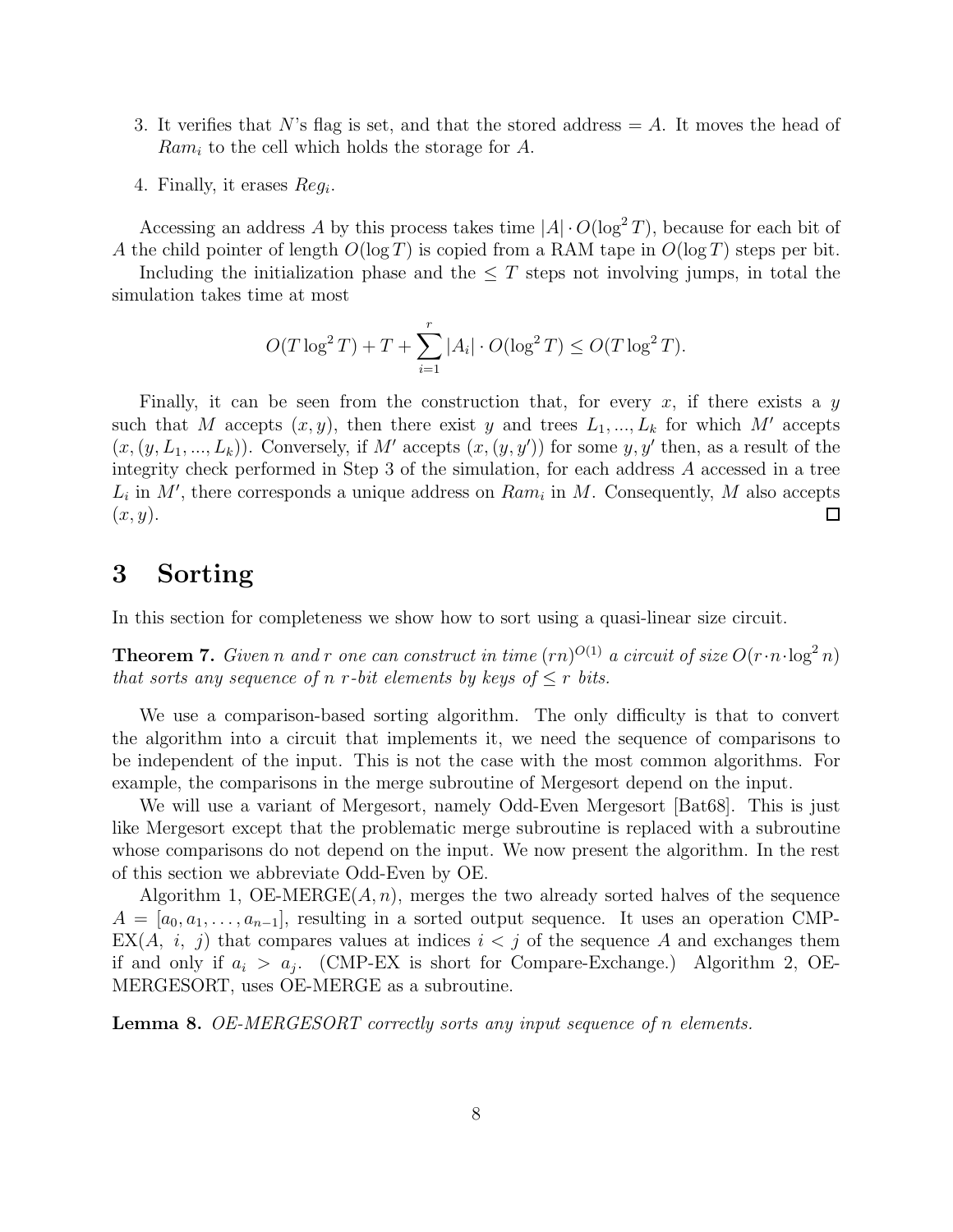3. It verifies that $N$'s flag is set, and that the stored address $= A$. It moves the head of $Ram_i$ to the cell which holds the storage for $A$.

4. Finally, it erases $Reg_i$.

Accessing an address $A$ by this process takes time $|A| \cdot O(\log^2 T)$, because for each bit of $A$ the child pointer of length $O(\log T)$ is copied from a RAM tape in $O(\log T)$ steps per bit.

Including the initialization phase and the $\leq T$ steps not involving jumps, in total the simulation takes time at most

$$O(T \log^2 T) + T + \sum_{i=1}^{r} |A_i| \cdot O(\log^2 T) \leq O(T \log^2 T).$$

Finally, it can be seen from the construction that, for every $x$, if there exists a $y$ such that $M$ accepts $(x, y)$, then there exist $y$ and trees $L_1, ..., L_k$ for which $M'$ accepts $(x, (y, L_1, ..., L_k))$. Conversely, if $M'$ accepts $(x, (y, y'))$ for some $y, y'$ then, as a result of the integrity check performed in Step 3 of the simulation, for each address $A$ accessed in a tree $L_i$ in $M'$, there corresponds a unique address on $Ram_i$ in $M$. Consequently, $M$ also accepts $(x, y)$. □

# 3 Sorting

In this section for completeness we show how to sort using a quasi-linear size circuit.

**Theorem 7.** *Given $n$ and $r$ one can construct in time $(rn)^{O(1)}$ a circuit of size $O(r \cdot n \cdot \log^2 n)$ that sorts any sequence of $n$ $r$-bit elements by keys of $\leq r$ bits.*

We use a comparison-based sorting algorithm. The only difficulty is that to convert the algorithm into a circuit that implements it, we need the sequence of comparisons to be independent of the input. This is not the case with the most common algorithms. For example, the comparisons in the merge subroutine of Mergesort depend on the input.

We will use a variant of Mergesort, namely Odd-Even Mergesort [Bat68]. This is just like Mergesort except that the problematic merge subroutine is replaced with a subroutine whose comparisons do not depend on the input. We now present the algorithm. In the rest of this section we abbreviate Odd-Even by OE.

Algorithm 1, OE-MERGE$(A, n)$, merges the two already sorted halves of the sequence $A = [a_0, a_1, \ldots, a_{n-1}]$, resulting in a sorted output sequence. It uses an operation CMP-EX$(A,\ i,\ j)$ that compares values at indices $i < j$ of the sequence $A$ and exchanges them if and only if $a_i > a_j$. (CMP-EX is short for Compare-Exchange.) Algorithm 2, OE-MERGESORT, uses OE-MERGE as a subroutine.

**Lemma 8.** *OE-MERGESORT correctly sorts any input sequence of $n$ elements.*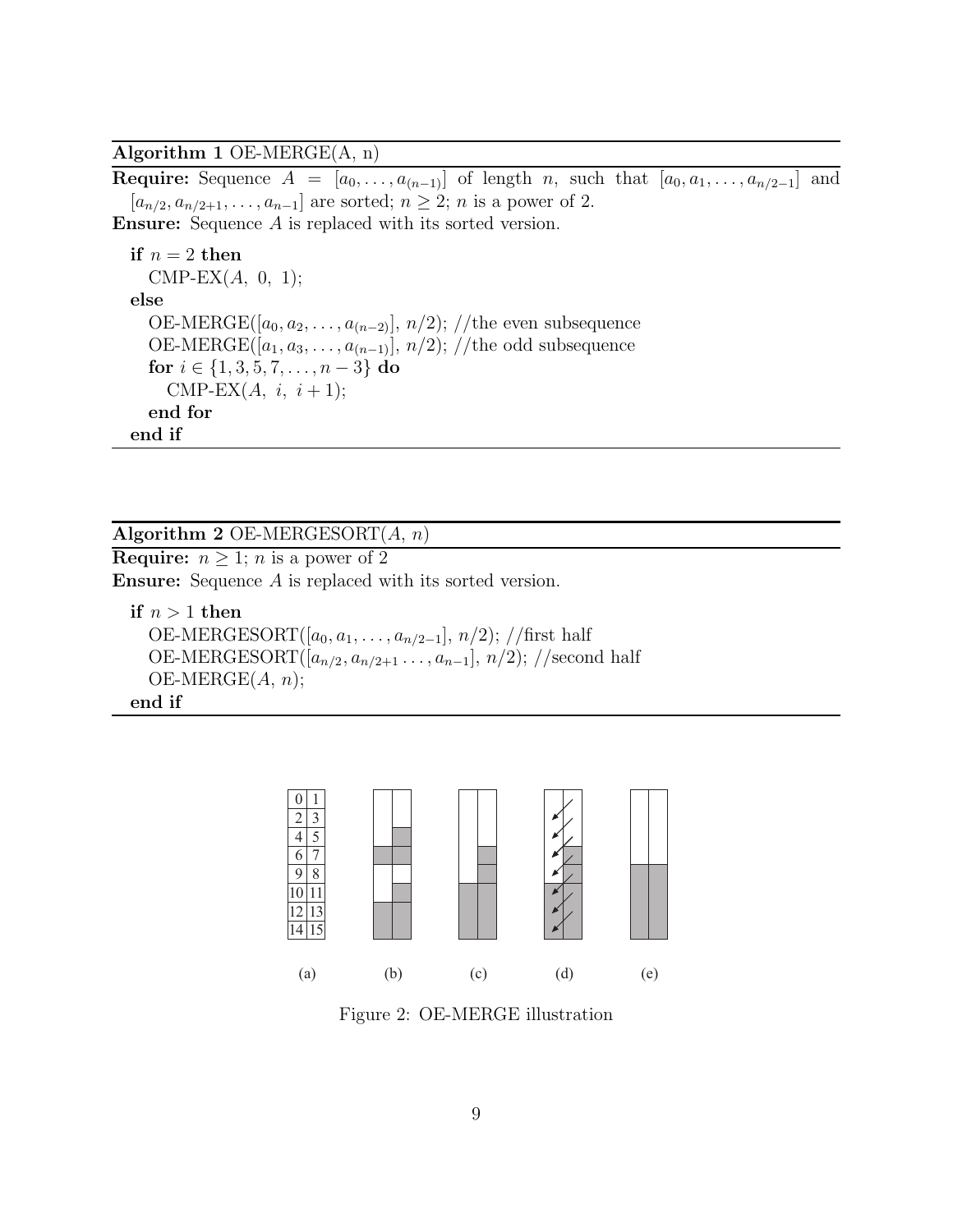**Algorithm 1** OE-MERGE(A, n)

**Require:** Sequence $A = [a_0, \ldots, a_{(n-1)}]$ of length $n$, such that $[a_0, a_1, \ldots, a_{n/2-1}]$ and $[a_{n/2}, a_{n/2+1}, \ldots, a_{n-1}]$ are sorted; $n \geq 2$; $n$ is a power of 2.

**Ensure:** Sequence $A$ is replaced with its sorted version.

```
if n = 2 then
    CMP-EX(A, 0, 1);
else
    OE-MERGE([a_0, a_2, ..., a_(n-2)], n/2); //the even subsequence
    OE-MERGE([a_1, a_3, ..., a_(n-1)], n/2); //the odd subsequence
    for i ∈ {1, 3, 5, 7, ..., n-3} do
        CMP-EX(A, i, i+1);
    end for
end if
```

**Algorithm 2** OE-MERGESORT($A$, $n$)

**Require:** $n \geq 1$; $n$ is a power of 2

**Ensure:** Sequence $A$ is replaced with its sorted version.

```
if n > 1 then
    OE-MERGESORT([a_0, a_1, ..., a_(n/2-1)], n/2); //first half
    OE-MERGESORT([a_(n/2), a_(n/2+1), ..., a_(n-1)], n/2); //second half
    OE-MERGE(A, n);
end if
```

| 0 | 1 |
|---|---|
| 2 | 3 |
| 4 | 5 |
| 6 | 7 |
| 9 | 8 |
| 10 | 11 |
| 12 | 13 |
| 14 | 15 |

(a) (b) (c) (d) (e)

Figure 2: OE-MERGE illustration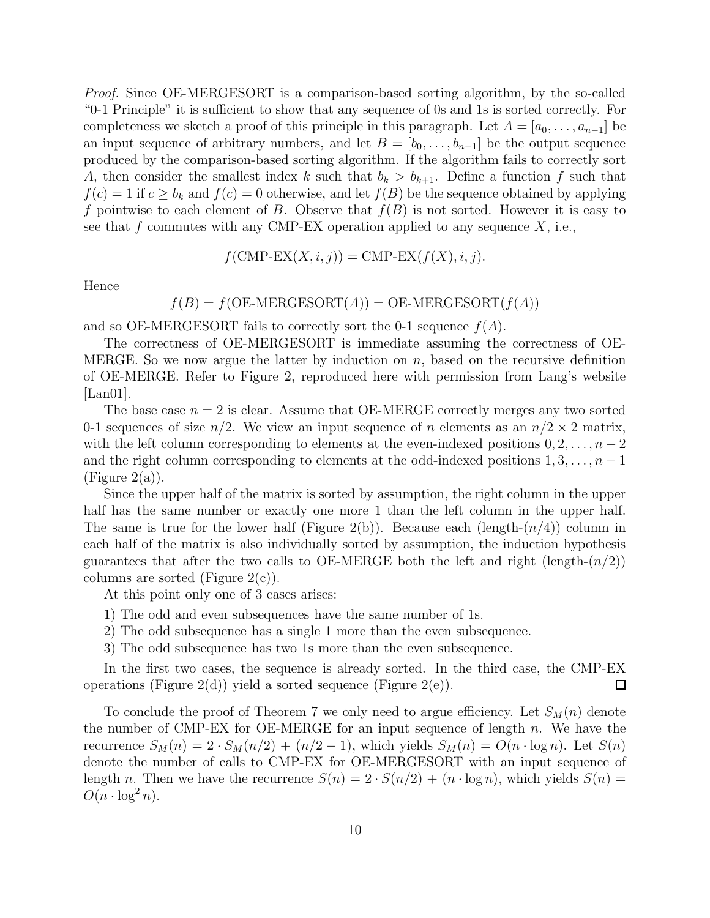*Proof.* Since OE-MERGESORT is a comparison-based sorting algorithm, by the so-called "0-1 Principle" it is sufficient to show that any sequence of 0s and 1s is sorted correctly. For completeness we sketch a proof of this principle in this paragraph. Let $A = [a_0, \ldots, a_{n-1}]$ be an input sequence of arbitrary numbers, and let $B = [b_0, \ldots, b_{n-1}]$ be the output sequence produced by the comparison-based sorting algorithm. If the algorithm fails to correctly sort $A$, then consider the smallest index $k$ such that $b_k > b_{k+1}$. Define a function $f$ such that $f(c) = 1$ if $c \geq b_k$ and $f(c) = 0$ otherwise, and let $f(B)$ be the sequence obtained by applying $f$ pointwise to each element of $B$. Observe that $f(B)$ is not sorted. However it is easy to see that $f$ commutes with any CMP-EX operation applied to any sequence $X$, i.e.,

$$f(\text{CMP-EX}(X, i, j)) = \text{CMP-EX}(f(X), i, j).$$

Hence

$$f(B) = f(\text{OE-MERGESORT}(A)) = \text{OE-MERGESORT}(f(A))$$

and so OE-MERGESORT fails to correctly sort the 0-1 sequence $f(A)$.

The correctness of OE-MERGESORT is immediate assuming the correctness of OE-MERGE. So we now argue the latter by induction on $n$, based on the recursive definition of OE-MERGE. Refer to Figure 2, reproduced here with permission from Lang's website [Lan01].

The base case $n = 2$ is clear. Assume that OE-MERGE correctly merges any two sorted 0-1 sequences of size $n/2$. We view an input sequence of $n$ elements as an $n/2 \times 2$ matrix, with the left column corresponding to elements at the even-indexed positions $0, 2, \ldots, n-2$ and the right column corresponding to elements at the odd-indexed positions $1, 3, \ldots, n-1$ (Figure 2(a)).

Since the upper half of the matrix is sorted by assumption, the right column in the upper half has the same number or exactly one more 1 than the left column in the upper half. The same is true for the lower half (Figure 2(b)). Because each (length-$(n/4)$) column in each half of the matrix is also individually sorted by assumption, the induction hypothesis guarantees that after the two calls to OE-MERGE both the left and right (length-$(n/2)$) columns are sorted (Figure 2(c)).

At this point only one of 3 cases arises:

1) The odd and even subsequences have the same number of 1s.

2) The odd subsequence has a single 1 more than the even subsequence.

3) The odd subsequence has two 1s more than the even subsequence.

In the first two cases, the sequence is already sorted. In the third case, the CMP-EX operations (Figure 2(d)) yield a sorted sequence (Figure 2(e)). □

To conclude the proof of Theorem 7 we only need to argue efficiency. Let $S_M(n)$ denote the number of CMP-EX for OE-MERGE for an input sequence of length $n$. We have the recurrence $S_M(n) = 2 \cdot S_M(n/2) + (n/2 - 1)$, which yields $S_M(n) = O(n \cdot \log n)$. Let $S(n)$ denote the number of calls to CMP-EX for OE-MERGESORT with an input sequence of length $n$. Then we have the recurrence $S(n) = 2 \cdot S(n/2) + (n \cdot \log n)$, which yields $S(n) = O(n \cdot \log^2 n)$.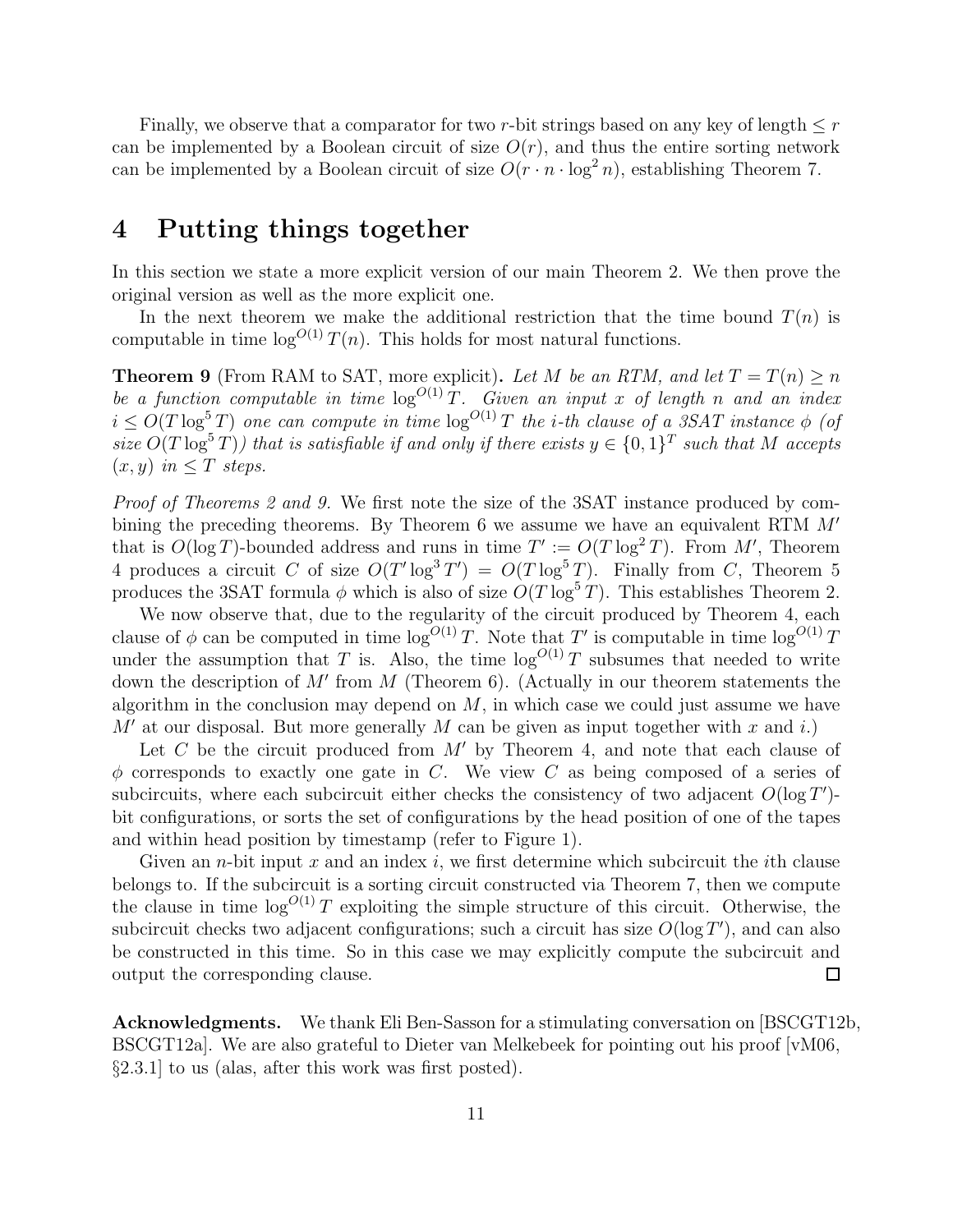Finally, we observe that a comparator for two $r$-bit strings based on any key of length $\leq r$ can be implemented by a Boolean circuit of size $O(r)$, and thus the entire sorting network can be implemented by a Boolean circuit of size $O(r \cdot n \cdot \log^2 n)$, establishing Theorem 7.

# 4 Putting things together

In this section we state a more explicit version of our main Theorem 2. We then prove the original version as well as the more explicit one.

In the next theorem we make the additional restriction that the time bound $T(n)$ is computable in time $\log^{O(1)} T(n)$. This holds for most natural functions.

**Theorem 9** (From RAM to SAT, more explicit)**.** *Let $M$ be an RTM, and let $T = T(n) \geq n$ be a function computable in time $\log^{O(1)} T$. Given an input $x$ of length $n$ and an index $i \leq O(T \log^5 T)$ one can compute in time $\log^{O(1)} T$ the $i$-th clause of a 3SAT instance $\phi$ (of size $O(T \log^5 T)$) that is satisfiable if and only if there exists $y \in \{0,1\}^T$ such that $M$ accepts $(x, y)$ in $\leq T$ steps.*

*Proof of Theorems 2 and 9.* We first note the size of the 3SAT instance produced by combining the preceding theorems. By Theorem 6 we assume we have an equivalent RTM $M'$ that is $O(\log T)$-bounded address and runs in time $T' := O(T \log^2 T)$. From $M'$, Theorem 4 produces a circuit $C$ of size $O(T' \log^3 T') = O(T \log^5 T)$. Finally from $C$, Theorem 5 produces the 3SAT formula $\phi$ which is also of size $O(T \log^5 T)$. This establishes Theorem 2.

We now observe that, due to the regularity of the circuit produced by Theorem 4, each clause of $\phi$ can be computed in time $\log^{O(1)} T$. Note that $T'$ is computable in time $\log^{O(1)} T$ under the assumption that $T$ is. Also, the time $\log^{O(1)} T$ subsumes that needed to write down the description of $M'$ from $M$ (Theorem 6). (Actually in our theorem statements the algorithm in the conclusion may depend on $M$, in which case we could just assume we have $M'$ at our disposal. But more generally $M$ can be given as input together with $x$ and $i$.)

Let $C$ be the circuit produced from $M'$ by Theorem 4, and note that each clause of $\phi$ corresponds to exactly one gate in $C$. We view $C$ as being composed of a series of subcircuits, where each subcircuit either checks the consistency of two adjacent $O(\log T')$-bit configurations, or sorts the set of configurations by the head position of one of the tapes and within head position by timestamp (refer to Figure 1).

Given an $n$-bit input $x$ and an index $i$, we first determine which subcircuit the $i$th clause belongs to. If the subcircuit is a sorting circuit constructed via Theorem 7, then we compute the clause in time $\log^{O(1)} T$ exploiting the simple structure of this circuit. Otherwise, the subcircuit checks two adjacent configurations; such a circuit has size $O(\log T')$, and can also be constructed in this time. So in this case we may explicitly compute the subcircuit and output the corresponding clause. □

**Acknowledgments.** We thank Eli Ben-Sasson for a stimulating conversation on [BSCGT12b, BSCGT12a]. We are also grateful to Dieter van Melkebeek for pointing out his proof [vM06, §2.3.1] to us (alas, after this work was first posted).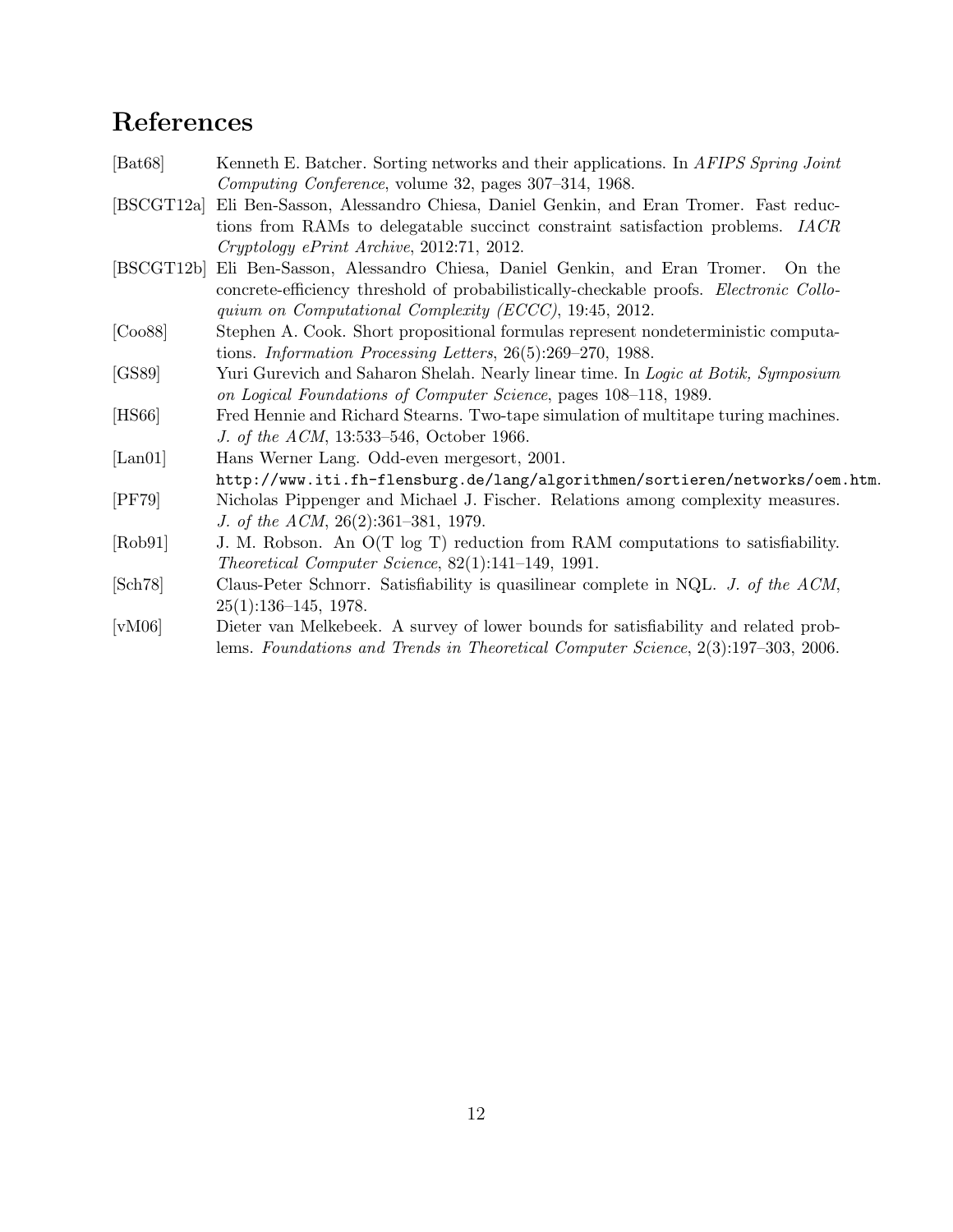# References

[Bat68] Kenneth E. Batcher. Sorting networks and their applications. In *AFIPS Spring Joint Computing Conference*, volume 32, pages 307–314, 1968.

[BSCGT12a] Eli Ben-Sasson, Alessandro Chiesa, Daniel Genkin, and Eran Tromer. Fast reductions from RAMs to delegatable succinct constraint satisfaction problems. *IACR Cryptology ePrint Archive*, 2012:71, 2012.

[BSCGT12b] Eli Ben-Sasson, Alessandro Chiesa, Daniel Genkin, and Eran Tromer. On the concrete-efficiency threshold of probabilistically-checkable proofs. *Electronic Colloquium on Computational Complexity (ECCC)*, 19:45, 2012.

[Coo88] Stephen A. Cook. Short propositional formulas represent nondeterministic computations. *Information Processing Letters*, 26(5):269–270, 1988.

[GS89] Yuri Gurevich and Saharon Shelah. Nearly linear time. In *Logic at Botik, Symposium on Logical Foundations of Computer Science*, pages 108–118, 1989.

[HS66] Fred Hennie and Richard Stearns. Two-tape simulation of multitape turing machines. *J. of the ACM*, 13:533–546, October 1966.

[Lan01] Hans Werner Lang. Odd-even mergesort, 2001. `http://www.iti.fh-flensburg.de/lang/algorithmen/sortieren/networks/oem.htm`.

[PF79] Nicholas Pippenger and Michael J. Fischer. Relations among complexity measures. *J. of the ACM*, 26(2):361–381, 1979.

[Rob91] J. M. Robson. An O(T log T) reduction from RAM computations to satisfiability. *Theoretical Computer Science*, 82(1):141–149, 1991.

[Sch78] Claus-Peter Schnorr. Satisfiability is quasilinear complete in NQL. *J. of the ACM*, 25(1):136–145, 1978.

[vM06] Dieter van Melkebeek. A survey of lower bounds for satisfiability and related problems. *Foundations and Trends in Theoretical Computer Science*, 2(3):197–303, 2006.